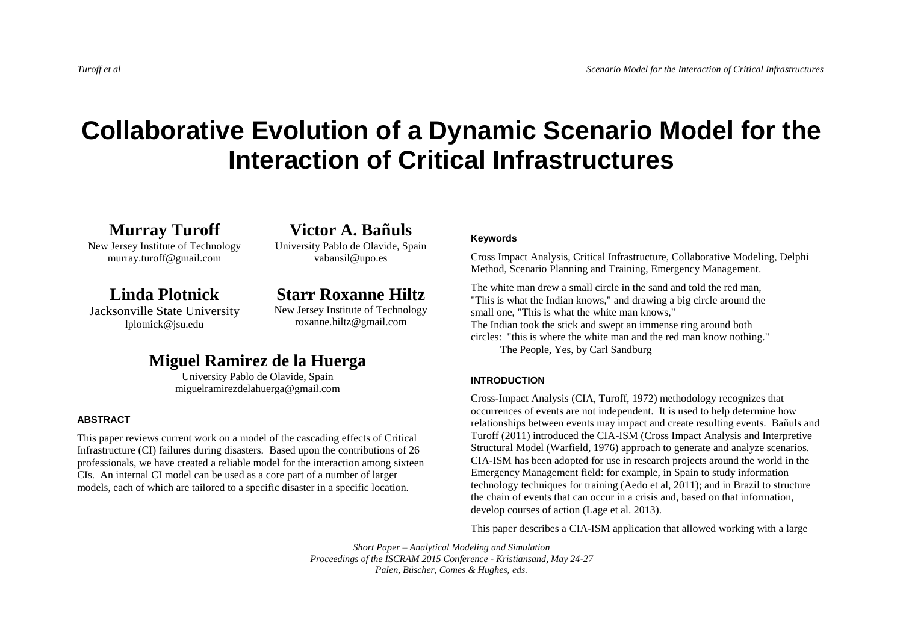# Collaborative Evolution of a Dynamic Scenario Model for the Interaction of Critical Infrastructures

**Murray Turoff**
New Jersey Institute of Technology
murray.turoff@gmail.com

**Victor A. Bañuls**
University Pablo de Olavide, Spain
vabansil@upo.es

**Linda Plotnick**
Jacksonville State University
lplotnick@jsu.edu

**Starr Roxanne Hiltz**
New Jersey Institute of Technology
roxanne.hiltz@gmail.com

**Miguel Ramirez de la Huerga**
University Pablo de Olavide, Spain
miguelramirezdelahuerga@gmail.com

## ABSTRACT

This paper reviews current work on a model of the cascading effects of Critical Infrastructure (CI) failures during disasters. Based upon the contributions of 26 professionals, we have created a reliable model for the interaction among sixteen CIs. An internal CI model can be used as a core part of a number of larger models, each of which are tailored to a specific disaster in a specific location.

## Keywords

Cross Impact Analysis, Critical Infrastructure, Collaborative Modeling, Delphi Method, Scenario Planning and Training, Emergency Management.

The white man drew a small circle in the sand and told the red man,
"This is what the Indian knows," and drawing a big circle around the
small one, "This is what the white man knows,"
The Indian took the stick and swept an immense ring around both
circles: "this is where the white man and the red man know nothing."
The People, Yes, by Carl Sandburg

## INTRODUCTION

Cross-Impact Analysis (CIA, Turoff, 1972) methodology recognizes that occurrences of events are not independent. It is used to help determine how relationships between events may impact and create resulting events. Bañuls and Turoff (2011) introduced the CIA-ISM (Cross Impact Analysis and Interpretive Structural Model (Warfield, 1976) approach to generate and analyze scenarios. CIA-ISM has been adopted for use in research projects around the world in the Emergency Management field: for example, in Spain to study information technology techniques for training (Aedo et al, 2011); and in Brazil to structure the chain of events that can occur in a crisis and, based on that information, develop courses of action (Lage et al. 2013).

This paper describes a CIA-ISM application that allowed working with a large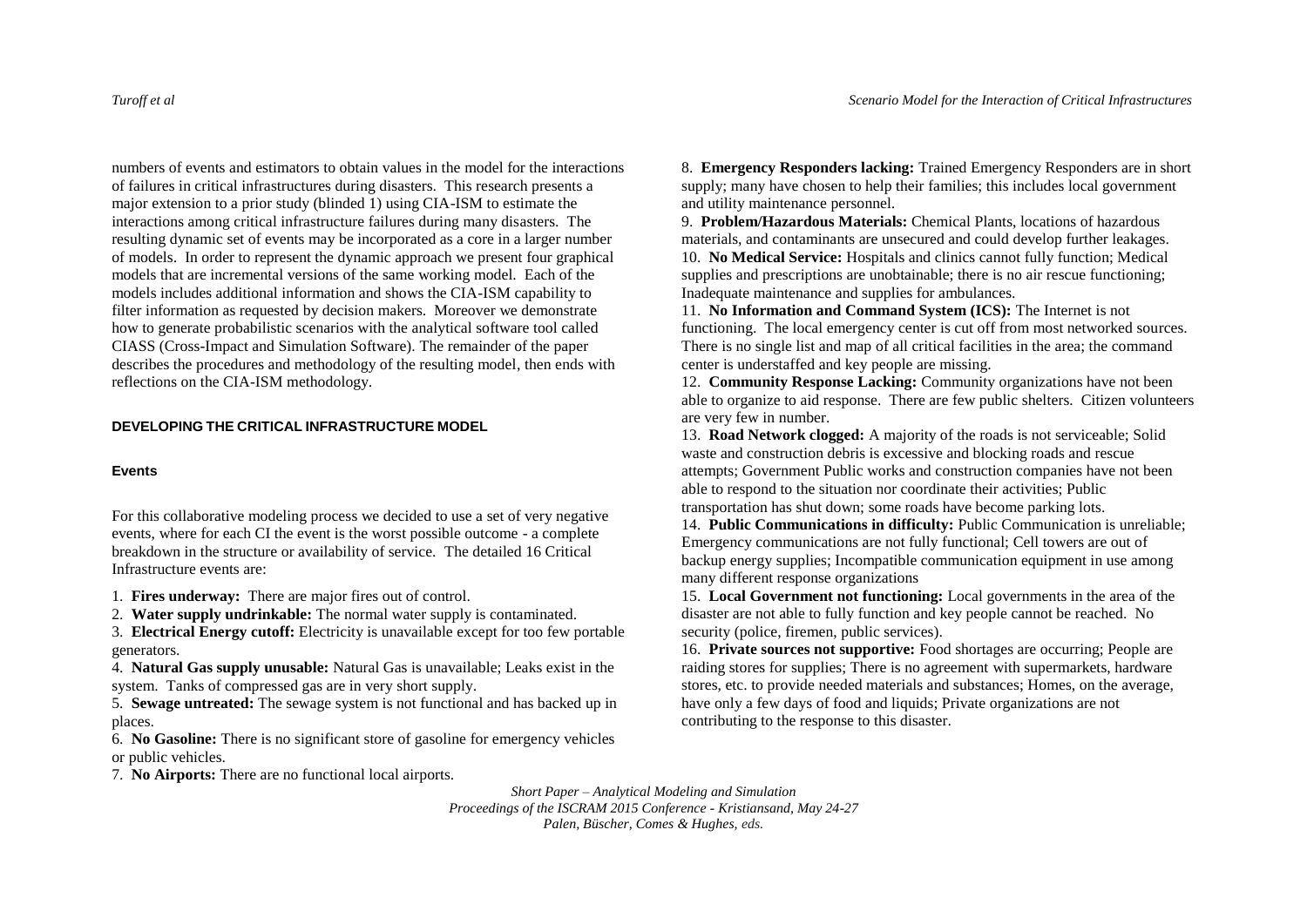numbers of events and estimators to obtain values in the model for the interactions of failures in critical infrastructures during disasters. This research presents a major extension to a prior study (blinded 1) using CIA-ISM to estimate the interactions among critical infrastructure failures during many disasters. The resulting dynamic set of events may be incorporated as a core in a larger number of models. In order to represent the dynamic approach we present four graphical models that are incremental versions of the same working model. Each of the models includes additional information and shows the CIA-ISM capability to filter information as requested by decision makers. Moreover we demonstrate how to generate probabilistic scenarios with the analytical software tool called CIASS (Cross-Impact and Simulation Software). The remainder of the paper describes the procedures and methodology of the resulting model, then ends with reflections on the CIA-ISM methodology.

## DEVELOPING THE CRITICAL INFRASTRUCTURE MODEL

### Events

For this collaborative modeling process we decided to use a set of very negative events, where for each CI the event is the worst possible outcome - a complete breakdown in the structure or availability of service. The detailed 16 Critical Infrastructure events are:

1. **Fires underway:** There are major fires out of control.
2. **Water supply undrinkable:** The normal water supply is contaminated.
3. **Electrical Energy cutoff:** Electricity is unavailable except for too few portable generators.
4. **Natural Gas supply unusable:** Natural Gas is unavailable; Leaks exist in the system. Tanks of compressed gas are in very short supply.
5. **Sewage untreated:** The sewage system is not functional and has backed up in places.
6. **No Gasoline:** There is no significant store of gasoline for emergency vehicles or public vehicles.
7. **No Airports:** There are no functional local airports.
8. **Emergency Responders lacking:** Trained Emergency Responders are in short supply; many have chosen to help their families; this includes local government and utility maintenance personnel.
9. **Problem/Hazardous Materials:** Chemical Plants, locations of hazardous materials, and contaminants are unsecured and could develop further leakages.
10. **No Medical Service:** Hospitals and clinics cannot fully function; Medical supplies and prescriptions are unobtainable; there is no air rescue functioning; Inadequate maintenance and supplies for ambulances.
11. **No Information and Command System (ICS):** The Internet is not functioning. The local emergency center is cut off from most networked sources. There is no single list and map of all critical facilities in the area; the command center is understaffed and key people are missing.
12. **Community Response Lacking:** Community organizations have not been able to organize to aid response. There are few public shelters. Citizen volunteers are very few in number.
13. **Road Network clogged:** A majority of the roads is not serviceable; Solid waste and construction debris is excessive and blocking roads and rescue attempts; Government Public works and construction companies have not been able to respond to the situation nor coordinate their activities; Public transportation has shut down; some roads have become parking lots.
14. **Public Communications in difficulty:** Public Communication is unreliable; Emergency communications are not fully functional; Cell towers are out of backup energy supplies; Incompatible communication equipment in use among many different response organizations
15. **Local Government not functioning:** Local governments in the area of the disaster are not able to fully function and key people cannot be reached. No security (police, firemen, public services).
16. **Private sources not supportive:** Food shortages are occurring; People are raiding stores for supplies; There is no agreement with supermarkets, hardware stores, etc. to provide needed materials and substances; Homes, on the average, have only a few days of food and liquids; Private organizations are not contributing to the response to this disaster.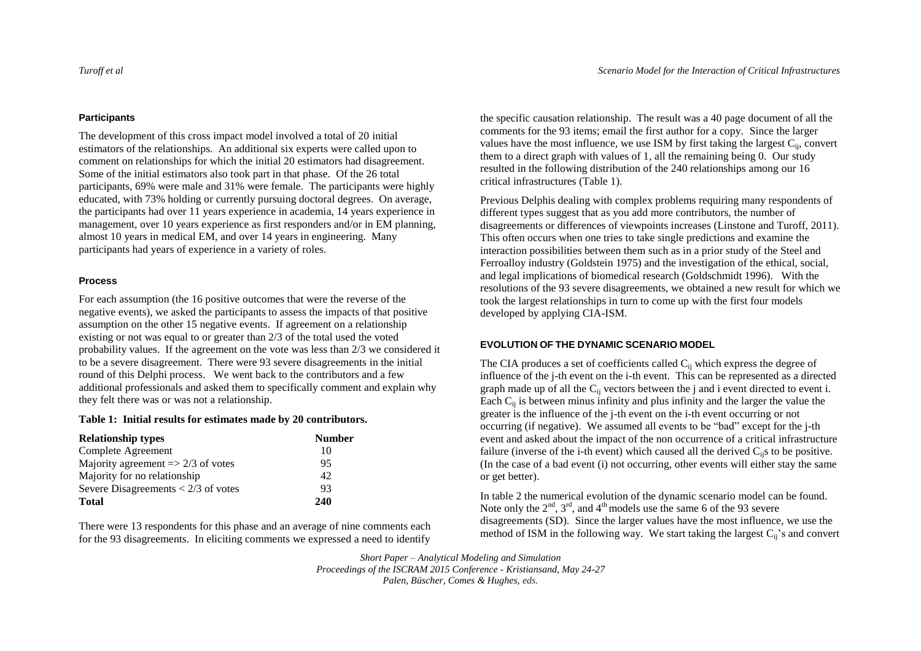### Participants

The development of this cross impact model involved a total of 20 initial estimators of the relationships. An additional six experts were called upon to comment on relationships for which the initial 20 estimators had disagreement. Some of the initial estimators also took part in that phase. Of the 26 total participants, 69% were male and 31% were female. The participants were highly educated, with 73% holding or currently pursuing doctoral degrees. On average, the participants had over 11 years experience in academia, 14 years experience in management, over 10 years experience as first responders and/or in EM planning, almost 10 years in medical EM, and over 14 years in engineering. Many participants had years of experience in a variety of roles.

### Process

For each assumption (the 16 positive outcomes that were the reverse of the negative events), we asked the participants to assess the impacts of that positive assumption on the other 15 negative events. If agreement on a relationship existing or not was equal to or greater than 2/3 of the total used the voted probability values. If the agreement on the vote was less than 2/3 we considered it to be a severe disagreement. There were 93 severe disagreements in the initial round of this Delphi process. We went back to the contributors and a few additional professionals and asked them to specifically comment and explain why they felt there was or was not a relationship.

**Table 1: Initial results for estimates made by 20 contributors.**

| Relationship types | Number |
|---|---|
| Complete Agreement | 10 |
| Majority agreement => 2/3 of votes | 95 |
| Majority for no relationship | 42 |
| Severe Disagreements < 2/3 of votes | 93 |
| **Total** | **240** |

There were 13 respondents for this phase and an average of nine comments each for the 93 disagreements. In eliciting comments we expressed a need to identify the specific causation relationship. The result was a 40 page document of all the comments for the 93 items; email the first author for a copy. Since the larger values have the most influence, we use ISM by first taking the largest $C_{ij}$, convert them to a direct graph with values of 1, all the remaining being 0. Our study resulted in the following distribution of the 240 relationships among our 16 critical infrastructures (Table 1).

Previous Delphis dealing with complex problems requiring many respondents of different types suggest that as you add more contributors, the number of disagreements or differences of viewpoints increases (Linstone and Turoff, 2011). This often occurs when one tries to take single predictions and examine the interaction possibilities between them such as in a prior study of the Steel and Ferroalloy industry (Goldstein 1975) and the investigation of the ethical, social, and legal implications of biomedical research (Goldschmidt 1996). With the resolutions of the 93 severe disagreements, we obtained a new result for which we took the largest relationships in turn to come up with the first four models developed by applying CIA-ISM.

## EVOLUTION OF THE DYNAMIC SCENARIO MODEL

The CIA produces a set of coefficients called $C_{ij}$ which express the degree of influence of the j-th event on the i-th event. This can be represented as a directed graph made up of all the $C_{ij}$ vectors between the j and i event directed to event i. Each $C_{ij}$ is between minus infinity and plus infinity and the larger the value the greater is the influence of the j-th event on the i-th event occurring or not occurring (if negative). We assumed all events to be "bad" except for the j-th event and asked about the impact of the non occurrence of a critical infrastructure failure (inverse of the i-th event) which caused all the derived $C_{ij}$s to be positive. (In the case of a bad event (i) not occurring, other events will either stay the same or get better).

In table 2 the numerical evolution of the dynamic scenario model can be found. Note only the 2[nd], 3[rd], and 4[th] models use the same 6 of the 93 severe disagreements (SD). Since the larger values have the most influence, we use the method of ISM in the following way. We start taking the largest $C_{ij}$'s and convert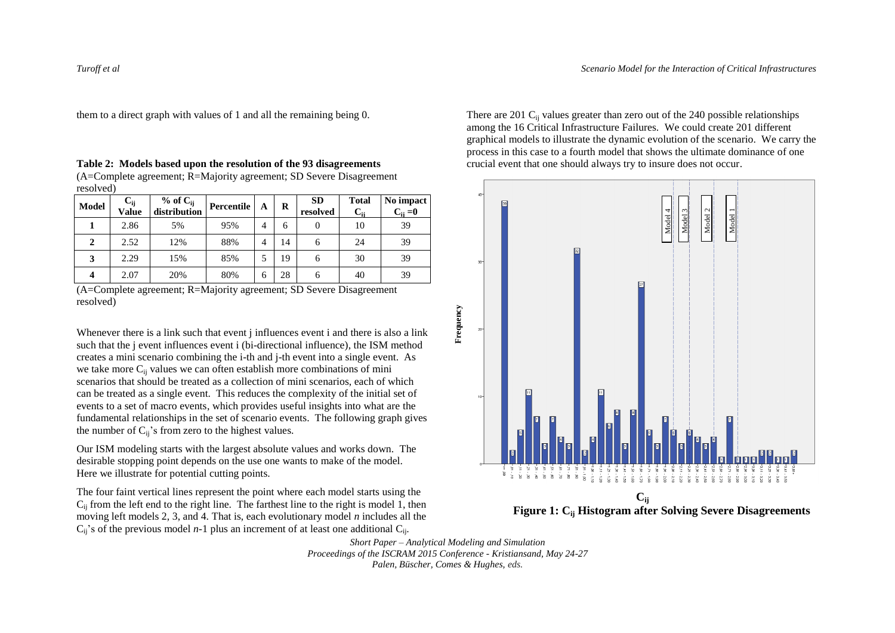them to a direct graph with values of 1 and all the remaining being 0.

**Table 2: Models based upon the resolution of the 93 disagreements**

(A=Complete agreement; R=Majority agreement; SD Severe Disagreement resolved)

| Model | $C_{ij}$ Value | % of $C_{ij}$ distribution | Percentile | A | R | SD resolved | Total $C_{ij}$ | No impact $C_{ij}=0$ |
|---|---|---|---|---|---|---|---|---|
| 1 | 2.86 | 5% | 95% | 4 | 6 | 0 | 10 | 39 |
| 2 | 2.52 | 12% | 88% | 4 | 14 | 6 | 24 | 39 |
| 3 | 2.29 | 15% | 85% | 5 | 19 | 6 | 30 | 39 |
| 4 | 2.07 | 20% | 80% | 6 | 28 | 6 | 40 | 39 |

(A=Complete agreement; R=Majority agreement; SD Severe Disagreement resolved)

Whenever there is a link such that event j influences event i and there is also a link such that the j event influences event i (bi-directional influence), the ISM method creates a mini scenario combining the i-th and j-th event into a single event. As we take more $C_{ij}$ values we can often establish more combinations of mini scenarios that should be treated as a collection of mini scenarios, each of which can be treated as a single event. This reduces the complexity of the initial set of events to a set of macro events, which provides useful insights into what are the fundamental relationships in the set of scenario events. The following graph gives the number of $C_{ij}$'s from zero to the highest values.

Our ISM modeling starts with the largest absolute values and works down. The desirable stopping point depends on the use one wants to make of the model. Here we illustrate for potential cutting points.

The four faint vertical lines represent the point where each model starts using the $C_{ij}$ from the left end to the right line. The farthest line to the right is model 1, then moving left models 2, 3, and 4. That is, each evolutionary model $n$ includes all the $C_{ij}$'s of the previous model $n$-1 plus an increment of at least one additional $C_{ij}$.

There are 201 $C_{ij}$ values greater than zero out of the 240 possible relationships among the 16 Critical Infrastructure Failures. We could create 201 different graphical models to illustrate the dynamic evolution of the scenario. We carry the process in this case to a fourth model that shows the ultimate dominance of one crucial event that one should always try to insure does not occur.

**Figure 1: $C_{ij}$ Histogram after Solving Severe Disagreements**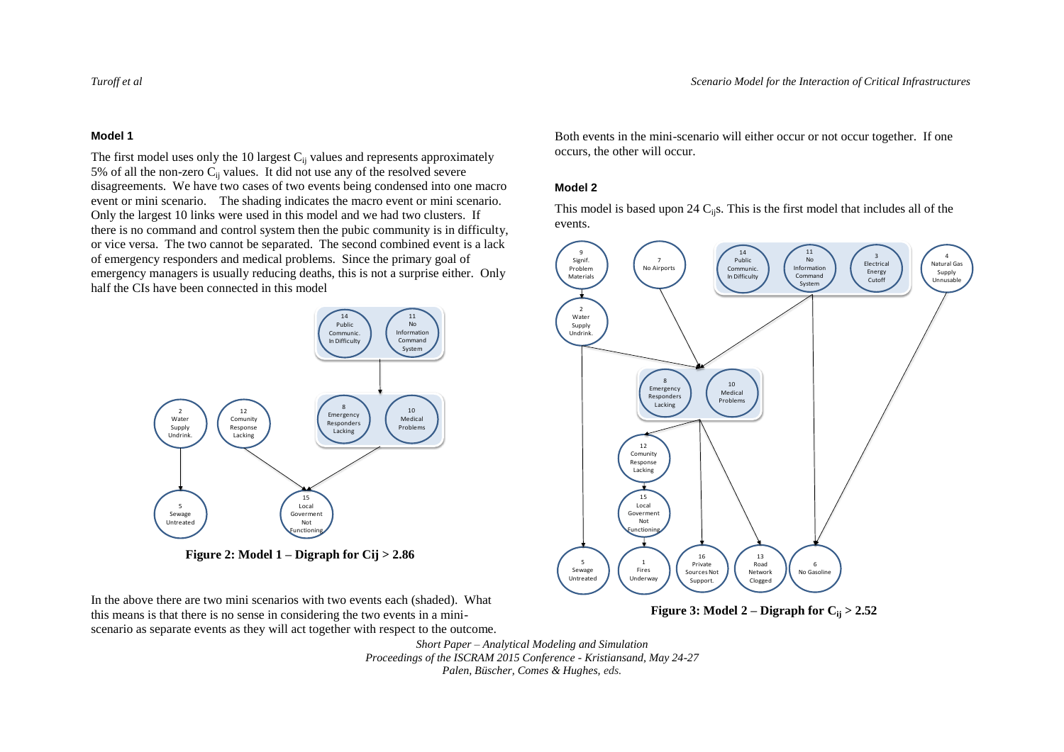**Model 1**

The first model uses only the 10 largest $C_{ij}$ values and represents approximately 5% of all the non-zero $C_{ij}$ values. It did not use any of the resolved severe disagreements. We have two cases of two events being condensed into one macro event or mini scenario. The shading indicates the macro event or mini scenario. Only the largest 10 links were used in this model and we had two clusters. If there is no command and control system then the pubic community is in difficulty, or vice versa. The two cannot be separated. The second combined event is a lack of emergency responders and medical problems. Since the primary goal of emergency managers is usually reducing deaths, this is not a surprise either. Only half the CIs have been connected in this model

**Figure 2: Model 1 – Digraph for Cij > 2.86**

In the above there are two mini scenarios with two events each (shaded). What this means is that there is no sense in considering the two events in a mini-scenario as separate events as they will act together with respect to the outcome. Both events in the mini-scenario will either occur or not occur together. If one occurs, the other will occur.

**Model 2**

This model is based upon 24 $C_{ij}$s. This is the first model that includes all of the events.

**Figure 3: Model 2 – Digraph for $C_{ij}$ > 2.52**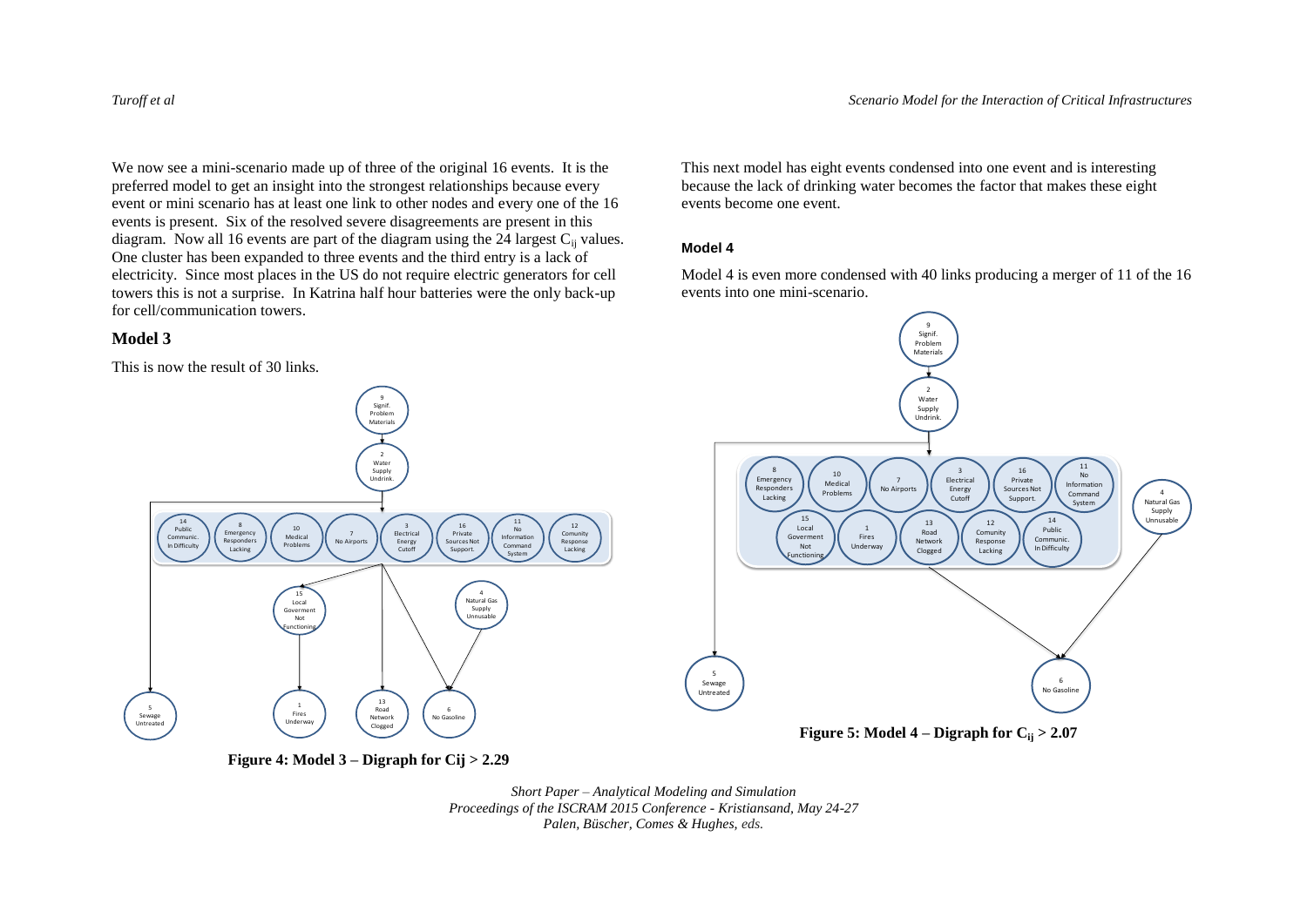We now see a mini-scenario made up of three of the original 16 events. It is the preferred model to get an insight into the strongest relationships because every event or mini scenario has at least one link to other nodes and every one of the 16 events is present. Six of the resolved severe disagreements are present in this diagram. Now all 16 events are part of the diagram using the 24 largest $C_{ij}$ values. One cluster has been expanded to three events and the third entry is a lack of electricity. Since most places in the US do not require electric generators for cell towers this is not a surprise. In Katrina half hour batteries were the only back-up for cell/communication towers.

## Model 3

This is now the result of 30 links.

**Figure 4: Model 3 – Digraph for Cij > 2.29**

This next model has eight events condensed into one event and is interesting because the lack of drinking water becomes the factor that makes these eight events become one event.

### Model 4

Model 4 is even more condensed with 40 links producing a merger of 11 of the 16 events into one mini-scenario.

**Figure 5: Model 4 – Digraph for $C_{ij}$ > 2.07**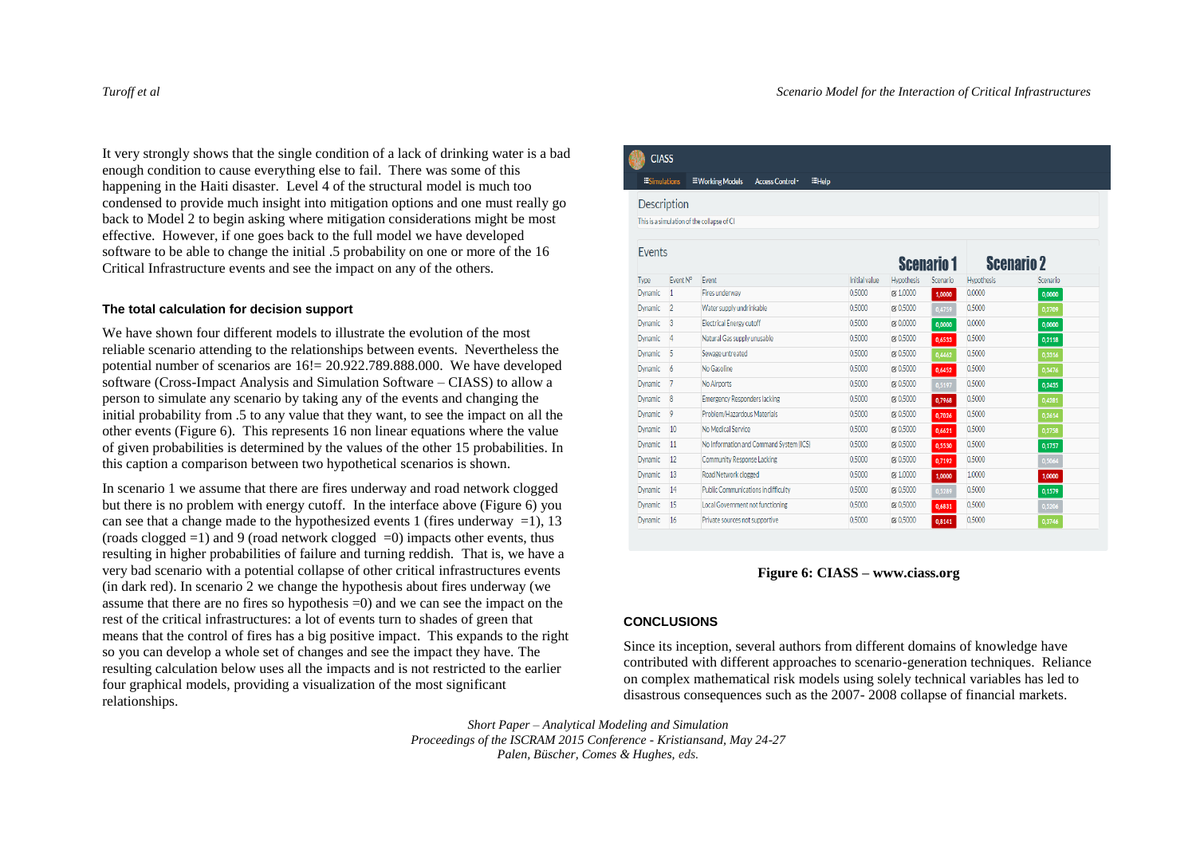It very strongly shows that the single condition of a lack of drinking water is a bad enough condition to cause everything else to fail. There was some of this happening in the Haiti disaster. Level 4 of the structural model is much too condensed to provide much insight into mitigation options and one must really go back to Model 2 to begin asking where mitigation considerations might be most effective. However, if one goes back to the full model we have developed software to be able to change the initial .5 probability on one or more of the 16 Critical Infrastructure events and see the impact on any of the others.

#### The total calculation for decision support

We have shown four different models to illustrate the evolution of the most reliable scenario attending to the relationships between events. Nevertheless the potential number of scenarios are 16!= 20.922.789.888.000. We have developed software (Cross-Impact Analysis and Simulation Software – CIASS) to allow a person to simulate any scenario by taking any of the events and changing the initial probability from .5 to any value that they want, to see the impact on all the other events (Figure 6). This represents 16 non linear equations where the value of given probabilities is determined by the values of the other 15 probabilities. In this caption a comparison between two hypothetical scenarios is shown.

In scenario 1 we assume that there are fires underway and road network clogged but there is no problem with energy cutoff. In the interface above (Figure 6) you can see that a change made to the hypothesized events 1 (fires underway =1), 13 (roads clogged =1) and 9 (road network clogged =0) impacts other events, thus resulting in higher probabilities of failure and turning reddish. That is, we have a very bad scenario with a potential collapse of other critical infrastructures events (in dark red). In scenario 2 we change the hypothesis about fires underway (we assume that there are no fires so hypothesis =0) and we can see the impact on the rest of the critical infrastructures: a lot of events turn to shades of green that means that the control of fires has a big positive impact. This expands to the right so you can develop a whole set of changes and see the impact they have. The resulting calculation below uses all the impacts and is not restricted to the earlier four graphical models, providing a visualization of the most significant relationships.

CIASS

Simulations | Working Models | Access Control | Help

Description

This is a simulation of the collapse of CI

Events

| Type | Event Nº | Event | Initial value | Scenario 1 Hypothesis | Scenario 1 Scenario | Scenario 2 Hypothesis | Scenario 2 Scenario |
|---|---|---|---|---|---|---|---|
| Dynamic | 1 | Fires underway | 0.5000 | 1.0000 | 1,0000 | 0.0000 | 0,0000 |
| Dynamic | 2 | Water supply undrinkable | 0.5000 | 0.5000 | 0,4759 | 0.5000 | 0,3709 |
| Dynamic | 3 | Electrical Energy cutoff | 0.5000 | 0.0000 | 0,0000 | 0.0000 | 0,0000 |
| Dynamic | 4 | Natural Gas supply unusable | 0.5000 | 0.5000 | 0,6533 | 0.5000 | 0,2118 |
| Dynamic | 5 | Sewage untreated | 0.5000 | 0.5000 | 0,4462 | 0.5000 | 0,3316 |
| Dynamic | 6 | No Gasoline | 0.5000 | 0.5000 | 0,6452 | 0.5000 | 0,3476 |
| Dynamic | 7 | No Airports | 0.5000 | 0.5000 | 0,5197 | 0.5000 | 0,2435 |
| Dynamic | 8 | Emergency Responders lacking | 0.5000 | 0.5000 | 0,7968 | 0.5000 | 0,4281 |
| Dynamic | 9 | Problem/Hazardous Materials | 0.5000 | 0.5000 | 0,7026 | 0.5000 | 0,2614 |
| Dynamic | 10 | No Medical Service | 0.5000 | 0.5000 | 0,6621 | 0.5000 | 0,2758 |
| Dynamic | 11 | No Information and Command System (ICS) | 0.5000 | 0.5000 | 0,5530 | 0.5000 | 0,1757 |
| Dynamic | 12 | Community Response Lacking | 0.5000 | 0.5000 | 0,7192 | 0.5000 | 0,5064 |
| Dynamic | 13 | Road Network clogged | 0.5000 | 1.0000 | 1,0000 | 1.0000 | 1,0000 |
| Dynamic | 14 | Public Communications in difficulty | 0.5000 | 0.5000 | 0,5289 | 0.5000 | 0,1579 |
| Dynamic | 15 | Local Government not functioning | 0.5000 | 0.5000 | 0,6831 | 0.5000 | 0,5206 |
| Dynamic | 16 | Private sources not supportive | 0.5000 | 0.5000 | 0,8141 | 0.5000 | 0,3746 |

**Figure 6: CIASS – www.ciass.org**

#### CONCLUSIONS

Since its inception, several authors from different domains of knowledge have contributed with different approaches to scenario-generation techniques. Reliance on complex mathematical risk models using solely technical variables has led to disastrous consequences such as the 2007- 2008 collapse of financial markets.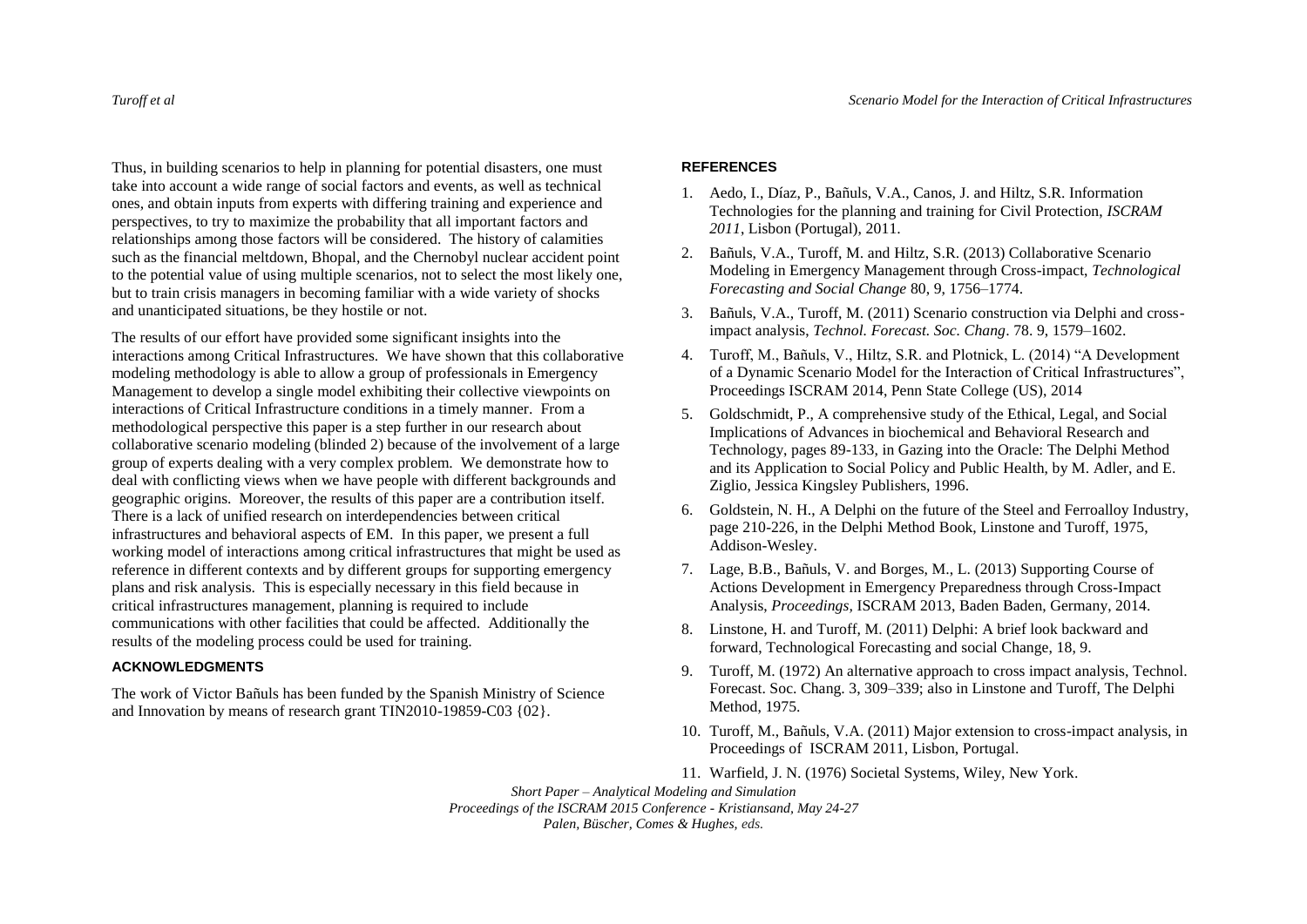Thus, in building scenarios to help in planning for potential disasters, one must take into account a wide range of social factors and events, as well as technical ones, and obtain inputs from experts with differing training and experience and perspectives, to try to maximize the probability that all important factors and relationships among those factors will be considered. The history of calamities such as the financial meltdown, Bhopal, and the Chernobyl nuclear accident point to the potential value of using multiple scenarios, not to select the most likely one, but to train crisis managers in becoming familiar with a wide variety of shocks and unanticipated situations, be they hostile or not.

The results of our effort have provided some significant insights into the interactions among Critical Infrastructures. We have shown that this collaborative modeling methodology is able to allow a group of professionals in Emergency Management to develop a single model exhibiting their collective viewpoints on interactions of Critical Infrastructure conditions in a timely manner. From a methodological perspective this paper is a step further in our research about collaborative scenario modeling (blinded 2) because of the involvement of a large group of experts dealing with a very complex problem. We demonstrate how to deal with conflicting views when we have people with different backgrounds and geographic origins. Moreover, the results of this paper are a contribution itself. There is a lack of unified research on interdependencies between critical infrastructures and behavioral aspects of EM. In this paper, we present a full working model of interactions among critical infrastructures that might be used as reference in different contexts and by different groups for supporting emergency plans and risk analysis. This is especially necessary in this field because in critical infrastructures management, planning is required to include communications with other facilities that could be affected. Additionally the results of the modeling process could be used for training.

## ACKNOWLEDGMENTS

The work of Victor Bañuls has been funded by the Spanish Ministry of Science and Innovation by means of research grant TIN2010-19859-C03 {02}.

## REFERENCES

1. Aedo, I., Díaz, P., Bañuls, V.A., Canos, J. and Hiltz, S.R. Information Technologies for the planning and training for Civil Protection, *ISCRAM 2011*, Lisbon (Portugal), 2011.
2. Bañuls, V.A., Turoff, M. and Hiltz, S.R. (2013) Collaborative Scenario Modeling in Emergency Management through Cross-impact, *Technological Forecasting and Social Change* 80, 9, 1756–1774.
3. Bañuls, V.A., Turoff, M. (2011) Scenario construction via Delphi and cross-impact analysis, *Technol. Forecast. Soc. Chang*. 78. 9, 1579–1602.
4. Turoff, M., Bañuls, V., Hiltz, S.R. and Plotnick, L. (2014) "A Development of a Dynamic Scenario Model for the Interaction of Critical Infrastructures", Proceedings ISCRAM 2014, Penn State College (US), 2014
5. Goldschmidt, P., A comprehensive study of the Ethical, Legal, and Social Implications of Advances in biochemical and Behavioral Research and Technology, pages 89-133, in Gazing into the Oracle: The Delphi Method and its Application to Social Policy and Public Health, by M. Adler, and E. Ziglio, Jessica Kingsley Publishers, 1996.
6. Goldstein, N. H., A Delphi on the future of the Steel and Ferroalloy Industry, page 210-226, in the Delphi Method Book, Linstone and Turoff, 1975, Addison-Wesley.
7. Lage, B.B., Bañuls, V. and Borges, M., L. (2013) Supporting Course of Actions Development in Emergency Preparedness through Cross-Impact Analysis, *Proceedings*, ISCRAM 2013, Baden Baden, Germany, 2014.
8. Linstone, H. and Turoff, M. (2011) Delphi: A brief look backward and forward, Technological Forecasting and social Change, 18, 9.
9. Turoff, M. (1972) An alternative approach to cross impact analysis, Technol. Forecast. Soc. Chang. 3, 309–339; also in Linstone and Turoff, The Delphi Method, 1975.
10. Turoff, M., Bañuls, V.A. (2011) Major extension to cross-impact analysis, in Proceedings of ISCRAM 2011, Lisbon, Portugal.
11. Warfield, J. N. (1976) Societal Systems, Wiley, New York.